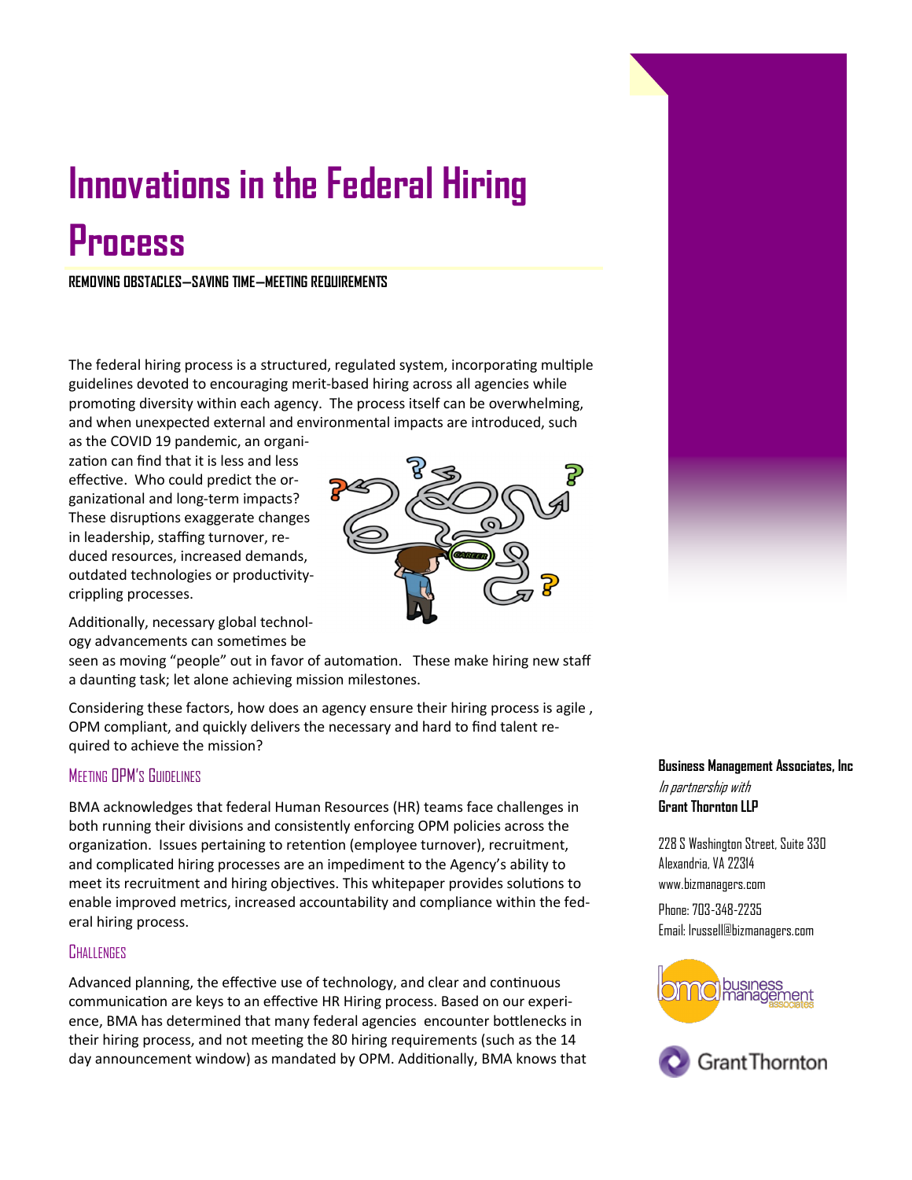# Innovations in the Federal Hiring Process

**REMOVING OBSTACLES—SAVING TIME—MEETING REQUIREMENTS**

The federal hiring process is a structured, regulated system, incorporating multiple guidelines devoted to encouraging merit-based hiring across all agencies while promoting diversity within each agency. The process itself can be overwhelming, and when unexpected external and environmental impacts are introduced, such as the COVID 19 pandemic, an organization can find that it is less and less effective. Who could predict the organizational and long-term impacts? These disruptions exaggerate changes in leadership, staffing turnover, reduced resources, increased demands, outdated technologies or productivity-crippling processes.

Additionally, necessary global technology advancements can sometimes be seen as moving "people" out in favor of automation. These make hiring new staff a daunting task; let alone achieving mission milestones.

Considering these factors, how does an agency ensure their hiring process is agile , OPM compliant, and quickly delivers the necessary and hard to find talent required to achieve the mission?

## Meeting OPM's Guidelines

BMA acknowledges that federal Human Resources (HR) teams face challenges in both running their divisions and consistently enforcing OPM policies across the organization. Issues pertaining to retention (employee turnover), recruitment, and complicated hiring processes are an impediment to the Agency's ability to meet its recruitment and hiring objectives. This whitepaper provides solutions to enable improved metrics, increased accountability and compliance within the federal hiring process.

## Challenges

Advanced planning, the effective use of technology, and clear and continuous communication are keys to an effective HR Hiring process. Based on our experience, BMA has determined that many federal agencies encounter bottlenecks in their hiring process, and not meeting the 80 hiring requirements (such as the 14 day announcement window) as mandated by OPM. Additionally, BMA knows that

**Business Management Associates, Inc**
*In partnership with*
**Grant Thornton LLP**

228 S Washington Street, Suite 330
Alexandria, VA 22314
www.bizmanagers.com

Phone: 703-348-2235
Email: lrussell@bizmanagers.com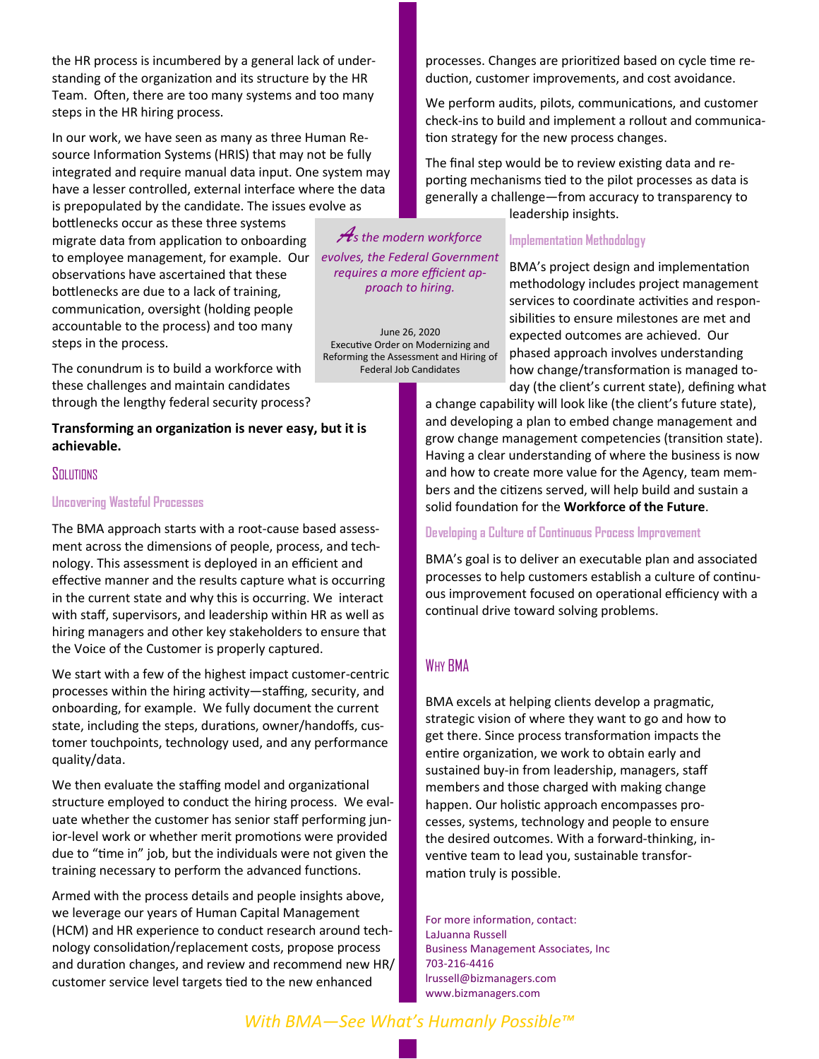the HR process is incumbered by a general lack of understanding of the organization and its structure by the HR Team. Often, there are too many systems and too many steps in the HR hiring process.

In our work, we have seen as many as three Human Resource Information Systems (HRIS) that may not be fully integrated and require manual data input. One system may have a lesser controlled, external interface where the data is prepopulated by the candidate. The issues evolve as bottlenecks occur as these three systems migrate data from application to onboarding to employee management, for example. Our observations have ascertained that these bottlenecks are due to a lack of training, communication, oversight (holding people accountable to the process) and too many steps in the process.

The conundrum is to build a workforce with these challenges and maintain candidates through the lengthy federal security process?

**Transforming an organization is never easy, but it is achievable.**

> *As the modern workforce evolves, the Federal Government requires a more efficient approach to hiring.*
>
> June 26, 2020
> Executive Order on Modernizing and Reforming the Assessment and Hiring of Federal Job Candidates

## Solutions

### Uncovering Wasteful Processes

The BMA approach starts with a root-cause based assessment across the dimensions of people, process, and technology. This assessment is deployed in an efficient and effective manner and the results capture what is occurring in the current state and why this is occurring. We interact with staff, supervisors, and leadership within HR as well as hiring managers and other key stakeholders to ensure that the Voice of the Customer is properly captured.

We start with a few of the highest impact customer-centric processes within the hiring activity—staffing, security, and onboarding, for example. We fully document the current state, including the steps, durations, owner/handoffs, customer touchpoints, technology used, and any performance quality/data.

We then evaluate the staffing model and organizational structure employed to conduct the hiring process. We evaluate whether the customer has senior staff performing junior-level work or whether merit promotions were provided due to "time in" job, but the individuals were not given the training necessary to perform the advanced functions.

Armed with the process details and people insights above, we leverage our years of Human Capital Management (HCM) and HR experience to conduct research around technology consolidation/replacement costs, propose process and duration changes, and review and recommend new HR/ customer service level targets tied to the new enhanced processes. Changes are prioritized based on cycle time reduction, customer improvements, and cost avoidance.

We perform audits, pilots, communications, and customer check-ins to build and implement a rollout and communication strategy for the new process changes.

The final step would be to review existing data and reporting mechanisms tied to the pilot processes as data is generally a challenge—from accuracy to transparency to leadership insights.

### Implementation Methodology

BMA's project design and implementation methodology includes project management services to coordinate activities and responsibilities to ensure milestones are met and expected outcomes are achieved. Our phased approach involves understanding how change/transformation is managed today (the client's current state), defining what a change capability will look like (the client's future state), and developing a plan to embed change management and grow change management competencies (transition state). Having a clear understanding of where the business is now and how to create more value for the Agency, team members and the citizens served, will help build and sustain a solid foundation for the **Workforce of the Future**.

### Developing a Culture of Continuous Process Improvement

BMA's goal is to deliver an executable plan and associated processes to help customers establish a culture of continuous improvement focused on operational efficiency with a continual drive toward solving problems.

## Why BMA

BMA excels at helping clients develop a pragmatic, strategic vision of where they want to go and how to get there. Since process transformation impacts the entire organization, we work to obtain early and sustained buy-in from leadership, managers, staff members and those charged with making change happen. Our holistic approach encompasses processes, systems, technology and people to ensure the desired outcomes. With a forward-thinking, inventive team to lead you, sustainable transformation truly is possible.

For more information, contact:
LaJuanna Russell
Business Management Associates, Inc
703-216-4416
lrussell@bizmanagers.com
www.bizmanagers.com

*With BMA—See What's Humanly Possible™*